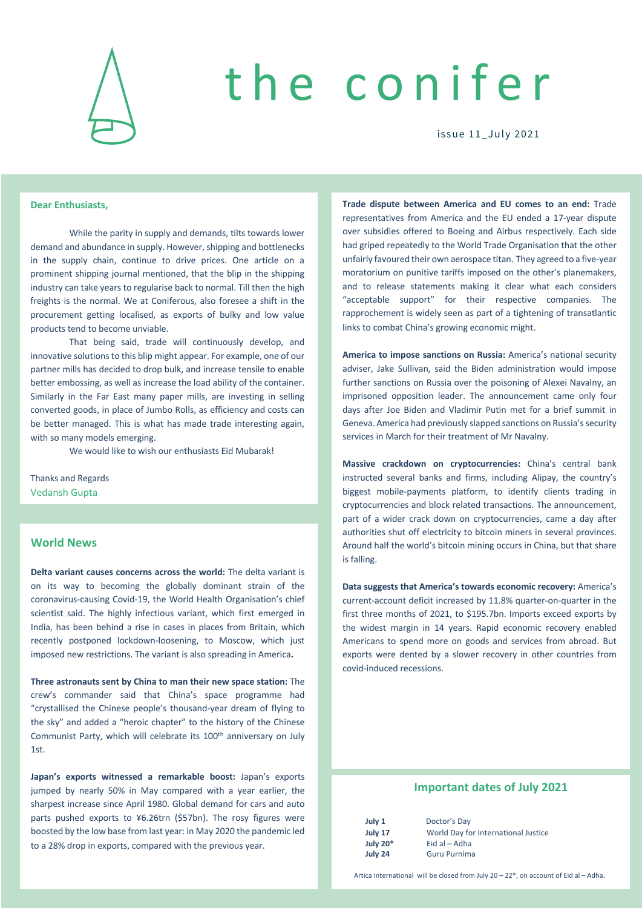# the conifer

issue 11_July 2021

**Dear Enthusiasts,**

While the parity in supply and demands, tilts towards lower demand and abundance in supply. However, shipping and bottlenecks in the supply chain, continue to drive prices. One article on a prominent shipping journal mentioned, that the blip in the shipping industry can take years to regularise back to normal. Till then the high freights is the normal. We at Coniferous, also foresee a shift in the procurement getting localised, as exports of bulky and low value products tend to become unviable.

That being said, trade will continuously develop, and innovative solutions to this blip might appear. For example, one of our partner mills has decided to drop bulk, and increase tensile to enable better embossing, as well as increase the load ability of the container. Similarly in the Far East many paper mills, are investing in selling converted goods, in place of Jumbo Rolls, as efficiency and costs can be better managed. This is what has made trade interesting again, with so many models emerging.

We would like to wish our enthusiasts Eid Mubarak!

Thanks and Regards
Vedansh Gupta

## World News

**Delta variant causes concerns across the world:** The delta variant is on its way to becoming the globally dominant strain of the coronavirus-causing Covid-19, the World Health Organisation's chief scientist said. The highly infectious variant, which first emerged in India, has been behind a rise in cases in places from Britain, which recently postponed lockdown-loosening, to Moscow, which just imposed new restrictions. The variant is also spreading in America.

**Three astronauts sent by China to man their new space station:** The crew's commander said that China's space programme had "crystallised the Chinese people's thousand-year dream of flying to the sky" and added a "heroic chapter" to the history of the Chinese Communist Party, which will celebrate its 100th anniversary on July 1st.

**Japan's exports witnessed a remarkable boost:** Japan's exports jumped by nearly 50% in May compared with a year earlier, the sharpest increase since April 1980. Global demand for cars and auto parts pushed exports to ¥6.26trn ($57bn). The rosy figures were boosted by the low base from last year: in May 2020 the pandemic led to a 28% drop in exports, compared with the previous year.

**Trade dispute between America and EU comes to an end:** Trade representatives from America and the EU ended a 17-year dispute over subsidies offered to Boeing and Airbus respectively. Each side had griped repeatedly to the World Trade Organisation that the other unfairly favoured their own aerospace titan. They agreed to a five-year moratorium on punitive tariffs imposed on the other's planemakers, and to release statements making it clear what each considers "acceptable support" for their respective companies. The rapprochement is widely seen as part of a tightening of transatlantic links to combat China's growing economic might.

**America to impose sanctions on Russia:** America's national security adviser, Jake Sullivan, said the Biden administration would impose further sanctions on Russia over the poisoning of Alexei Navalny, an imprisoned opposition leader. The announcement came only four days after Joe Biden and Vladimir Putin met for a brief summit in Geneva. America had previously slapped sanctions on Russia's security services in March for their treatment of Mr Navalny.

**Massive crackdown on cryptocurrencies:** China's central bank instructed several banks and firms, including Alipay, the country's biggest mobile-payments platform, to identify clients trading in cryptocurrencies and block related transactions. The announcement, part of a wider crack down on cryptocurrencies, came a day after authorities shut off electricity to bitcoin miners in several provinces. Around half the world's bitcoin mining occurs in China, but that share is falling.

**Data suggests that America's towards economic recovery:** America's current-account deficit increased by 11.8% quarter-on-quarter in the first three months of 2021, to $195.7bn. Imports exceed exports by the widest margin in 14 years. Rapid economic recovery enabled Americans to spend more on goods and services from abroad. But exports were dented by a slower recovery in other countries from covid-induced recessions.

## Important dates of July 2021

| | |
|---|---|
| **July 1** | Doctor's Day |
| **July 17** | World Day for International Justice |
| **July 20*** | Eid al – Adha |
| **July 24** | Guru Purnima |

Artica International will be closed from July 20 – 22*, on account of Eid al – Adha.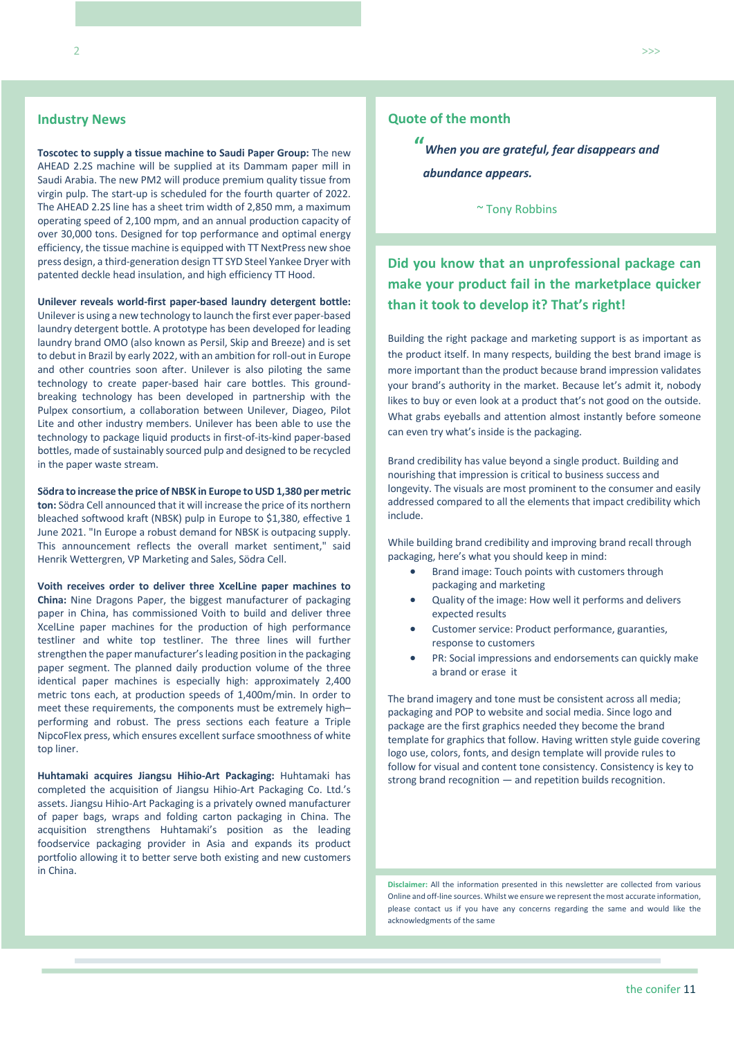## Industry News

**Toscotec to supply a tissue machine to Saudi Paper Group:** The new AHEAD 2.2S machine will be supplied at its Dammam paper mill in Saudi Arabia. The new PM2 will produce premium quality tissue from virgin pulp. The start-up is scheduled for the fourth quarter of 2022. The AHEAD 2.2S line has a sheet trim width of 2,850 mm, a maximum operating speed of 2,100 mpm, and an annual production capacity of over 30,000 tons. Designed for top performance and optimal energy efficiency, the tissue machine is equipped with TT NextPress new shoe press design, a third-generation design TT SYD Steel Yankee Dryer with patented deckle head insulation, and high efficiency TT Hood.

**Unilever reveals world-first paper-based laundry detergent bottle:** Unilever is using a new technology to launch the first ever paper-based laundry detergent bottle. A prototype has been developed for leading laundry brand OMO (also known as Persil, Skip and Breeze) and is set to debut in Brazil by early 2022, with an ambition for roll-out in Europe and other countries soon after. Unilever is also piloting the same technology to create paper-based hair care bottles. This ground-breaking technology has been developed in partnership with the Pulpex consortium, a collaboration between Unilever, Diageo, Pilot Lite and other industry members. Unilever has been able to use the technology to package liquid products in first-of-its-kind paper-based bottles, made of sustainably sourced pulp and designed to be recycled in the paper waste stream.

**Södra to increase the price of NBSK in Europe to USD 1,380 per metric ton:** Södra Cell announced that it will increase the price of its northern bleached softwood kraft (NBSK) pulp in Europe to $1,380, effective 1 June 2021. "In Europe a robust demand for NBSK is outpacing supply. This announcement reflects the overall market sentiment," said Henrik Wettergren, VP Marketing and Sales, Södra Cell.

**Voith receives order to deliver three XcelLine paper machines to China:** Nine Dragons Paper, the biggest manufacturer of packaging paper in China, has commissioned Voith to build and deliver three XcelLine paper machines for the production of high performance testliner and white top testliner. The three lines will further strengthen the paper manufacturer's leading position in the packaging paper segment. The planned daily production volume of the three identical paper machines is especially high: approximately 2,400 metric tons each, at production speeds of 1,400m/min. In order to meet these requirements, the components must be extremely high–performing and robust. The press sections each feature a Triple NipcoFlex press, which ensures excellent surface smoothness of white top liner.

**Huhtamaki acquires Jiangsu Hihio-Art Packaging:** Huhtamaki has completed the acquisition of Jiangsu Hihio-Art Packaging Co. Ltd.'s assets. Jiangsu Hihio-Art Packaging is a privately owned manufacturer of paper bags, wraps and folding carton packaging in China. The acquisition strengthens Huhtamaki's position as the leading foodservice packaging provider in Asia and expands its product portfolio allowing it to better serve both existing and new customers in China.

## Quote of the month

*"When you are grateful, fear disappears and abundance appears.*

~ Tony Robbins

## Did you know that an unprofessional package can make your product fail in the marketplace quicker than it took to develop it? That's right!

Building the right package and marketing support is as important as the product itself. In many respects, building the best brand image is more important than the product because brand impression validates your brand's authority in the market. Because let's admit it, nobody likes to buy or even look at a product that's not good on the outside. What grabs eyeballs and attention almost instantly before someone can even try what's inside is the packaging.

Brand credibility has value beyond a single product. Building and nourishing that impression is critical to business success and longevity. The visuals are most prominent to the consumer and easily addressed compared to all the elements that impact credibility which include.

While building brand credibility and improving brand recall through packaging, here's what you should keep in mind:

- Brand image: Touch points with customers through packaging and marketing
- Quality of the image: How well it performs and delivers expected results
- Customer service: Product performance, guaranties, response to customers
- PR: Social impressions and endorsements can quickly make a brand or erase it

The brand imagery and tone must be consistent across all media; packaging and POP to website and social media. Since logo and package are the first graphics needed they become the brand template for graphics that follow. Having written style guide covering logo use, colors, fonts, and design template will provide rules to follow for visual and content tone consistency. Consistency is key to strong brand recognition — and repetition builds recognition.

**Disclaimer:** All the information presented in this newsletter are collected from various Online and off-line sources. Whilst we ensure we represent the most accurate information, please contact us if you have any concerns regarding the same and would like the acknowledgments of the same